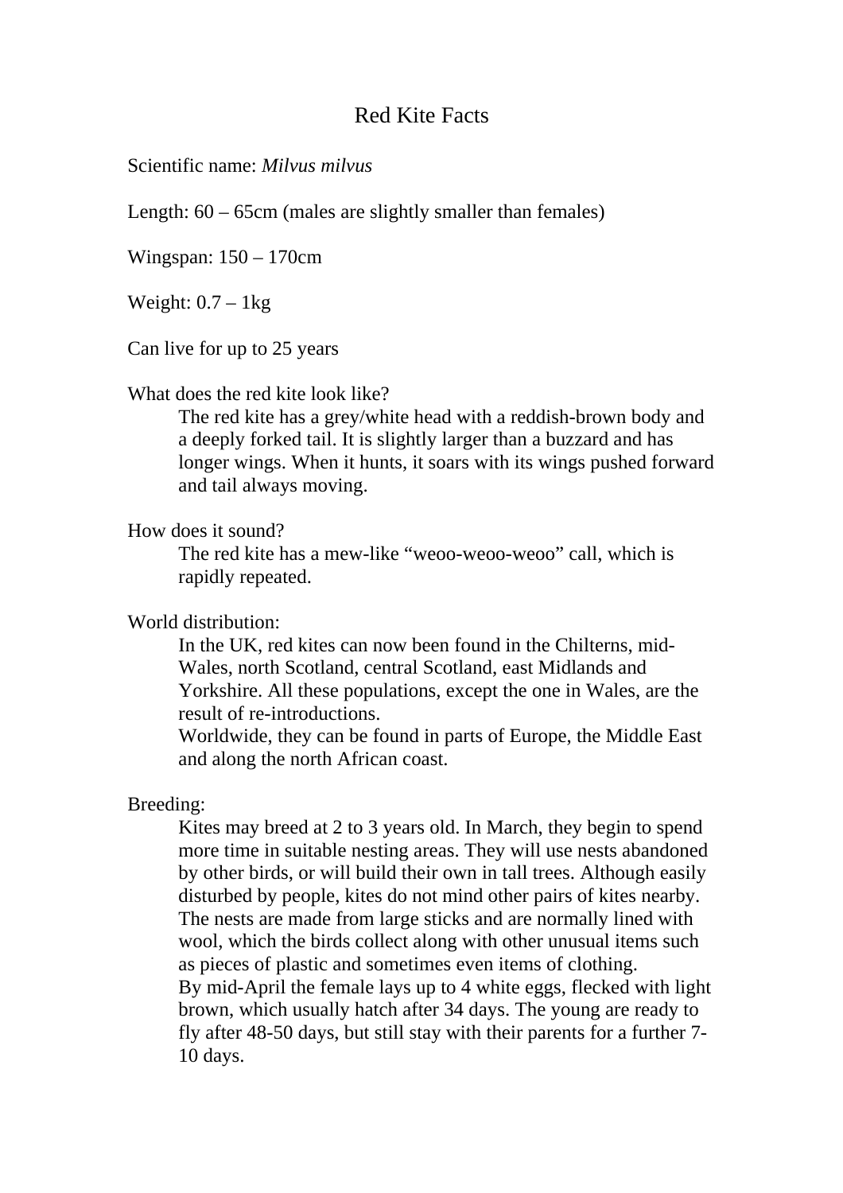# Red Kite Facts

Scientific name: *Milvus milvus*

Length: 60 – 65cm (males are slightly smaller than females)

Wingspan: 150 – 170cm

Weight: 0.7 – 1kg

Can live for up to 25 years

What does the red kite look like?

The red kite has a grey/white head with a reddish-brown body and a deeply forked tail. It is slightly larger than a buzzard and has longer wings. When it hunts, it soars with its wings pushed forward and tail always moving.

How does it sound?

The red kite has a mew-like "weoo-weoo-weoo" call, which is rapidly repeated.

World distribution:

In the UK, red kites can now been found in the Chilterns, mid-Wales, north Scotland, central Scotland, east Midlands and Yorkshire. All these populations, except the one in Wales, are the result of re-introductions.

Worldwide, they can be found in parts of Europe, the Middle East and along the north African coast.

Breeding:

Kites may breed at 2 to 3 years old. In March, they begin to spend more time in suitable nesting areas. They will use nests abandoned by other birds, or will build their own in tall trees. Although easily disturbed by people, kites do not mind other pairs of kites nearby. The nests are made from large sticks and are normally lined with wool, which the birds collect along with other unusual items such as pieces of plastic and sometimes even items of clothing.

By mid-April the female lays up to 4 white eggs, flecked with light brown, which usually hatch after 34 days. The young are ready to fly after 48-50 days, but still stay with their parents for a further 7-10 days.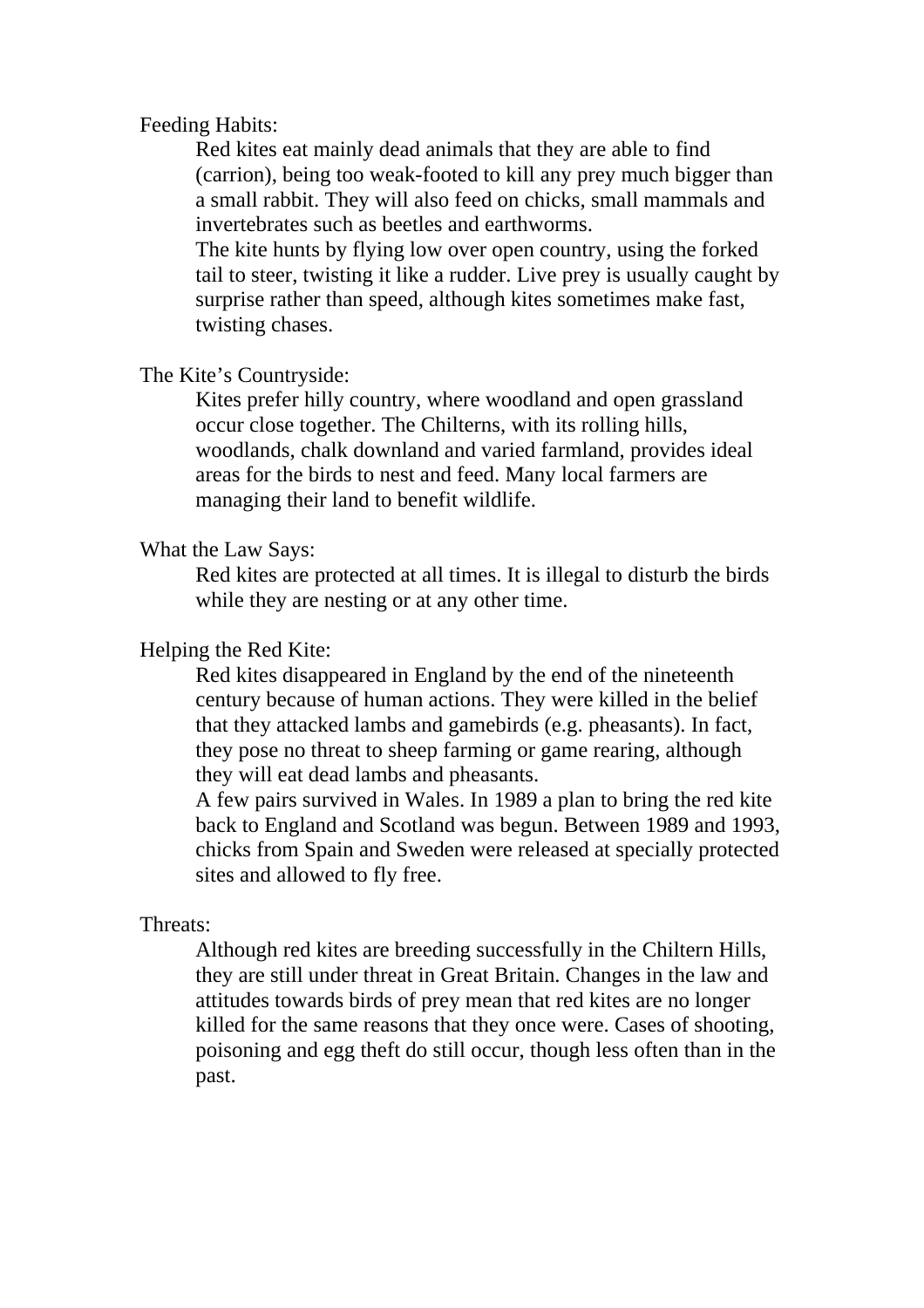## Feeding Habits:

Red kites eat mainly dead animals that they are able to find (carrion), being too weak-footed to kill any prey much bigger than a small rabbit. They will also feed on chicks, small mammals and invertebrates such as beetles and earthworms.

The kite hunts by flying low over open country, using the forked tail to steer, twisting it like a rudder. Live prey is usually caught by surprise rather than speed, although kites sometimes make fast, twisting chases.

## The Kite's Countryside:

Kites prefer hilly country, where woodland and open grassland occur close together. The Chilterns, with its rolling hills, woodlands, chalk downland and varied farmland, provides ideal areas for the birds to nest and feed. Many local farmers are managing their land to benefit wildlife.

## What the Law Says:

Red kites are protected at all times. It is illegal to disturb the birds while they are nesting or at any other time.

## Helping the Red Kite:

Red kites disappeared in England by the end of the nineteenth century because of human actions. They were killed in the belief that they attacked lambs and gamebirds (e.g. pheasants). In fact, they pose no threat to sheep farming or game rearing, although they will eat dead lambs and pheasants.

A few pairs survived in Wales. In 1989 a plan to bring the red kite back to England and Scotland was begun. Between 1989 and 1993, chicks from Spain and Sweden were released at specially protected sites and allowed to fly free.

## Threats:

Although red kites are breeding successfully in the Chiltern Hills, they are still under threat in Great Britain. Changes in the law and attitudes towards birds of prey mean that red kites are no longer killed for the same reasons that they once were. Cases of shooting, poisoning and egg theft do still occur, though less often than in the past.